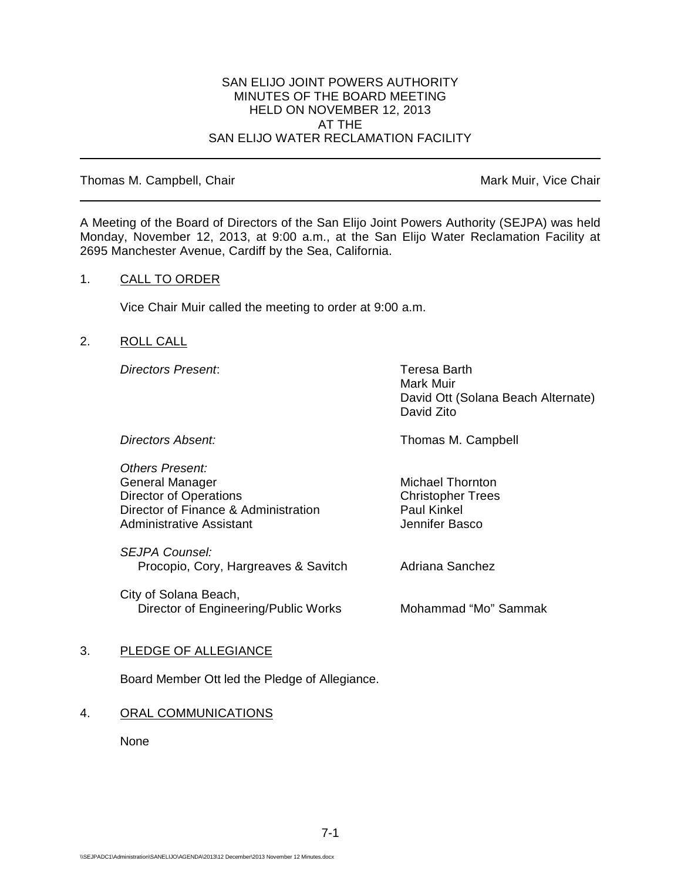SAN ELIJO JOINT POWERS AUTHORITY
MINUTES OF THE BOARD MEETING
HELD ON NOVEMBER 12, 2013
AT THE
SAN ELIJO WATER RECLAMATION FACILITY

---

Thomas M. Campbell, Chair — Mark Muir, Vice Chair

---

A Meeting of the Board of Directors of the San Elijo Joint Powers Authority (SEJPA) was held Monday, November 12, 2013, at 9:00 a.m., at the San Elijo Water Reclamation Facility at 2695 Manchester Avenue, Cardiff by the Sea, California.

## 1. CALL TO ORDER

Vice Chair Muir called the meeting to order at 9:00 a.m.

## 2. ROLL CALL

| | |
|---|---|
| *Directors Present*: | Teresa Barth<br>Mark Muir<br>David Ott (Solana Beach Alternate)<br>David Zito |
| *Directors Absent:* | Thomas M. Campbell |
| *Others Present:* | |
| General Manager | Michael Thornton |
| Director of Operations | Christopher Trees |
| Director of Finance & Administration | Paul Kinkel |
| Administrative Assistant | Jennifer Basco |
| *SEJPA Counsel:*<br>Procopio, Cory, Hargreaves & Savitch | Adriana Sanchez |
| City of Solana Beach,<br>Director of Engineering/Public Works | Mohammad "Mo" Sammak |

## 3. PLEDGE OF ALLEGIANCE

Board Member Ott led the Pledge of Allegiance.

## 4. ORAL COMMUNICATIONS

None

7-1

\\SEJPADC1\Administration\SANELIJO\AGENDA\2013\12 December\2013 November 12 Minutes.docx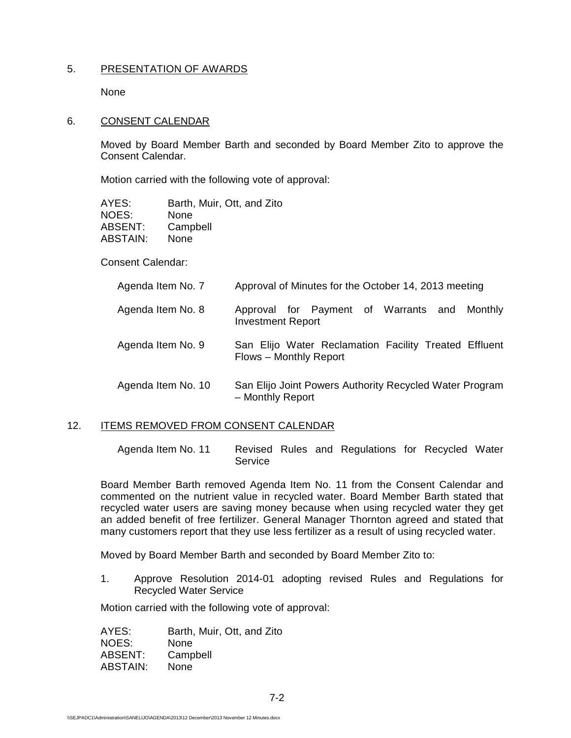## 5. PRESENTATION OF AWARDS

None

## 6. CONSENT CALENDAR

Moved by Board Member Barth and seconded by Board Member Zito to approve the Consent Calendar.

Motion carried with the following vote of approval:

| | |
|---|---|
| AYES: | Barth, Muir, Ott, and Zito |
| NOES: | None |
| ABSENT: | Campbell |
| ABSTAIN: | None |

Consent Calendar:

| | |
|---|---|
| Agenda Item No. 7 | Approval of Minutes for the October 14, 2013 meeting |
| Agenda Item No. 8 | Approval for Payment of Warrants and Monthly Investment Report |
| Agenda Item No. 9 | San Elijo Water Reclamation Facility Treated Effluent Flows – Monthly Report |
| Agenda Item No. 10 | San Elijo Joint Powers Authority Recycled Water Program – Monthly Report |

## 12. ITEMS REMOVED FROM CONSENT CALENDAR

| | |
|---|---|
| Agenda Item No. 11 | Revised Rules and Regulations for Recycled Water Service |

Board Member Barth removed Agenda Item No. 11 from the Consent Calendar and commented on the nutrient value in recycled water. Board Member Barth stated that recycled water users are saving money because when using recycled water they get an added benefit of free fertilizer. General Manager Thornton agreed and stated that many customers report that they use less fertilizer as a result of using recycled water.

Moved by Board Member Barth and seconded by Board Member Zito to:

1. Approve Resolution 2014-01 adopting revised Rules and Regulations for Recycled Water Service

Motion carried with the following vote of approval:

| | |
|---|---|
| AYES: | Barth, Muir, Ott, and Zito |
| NOES: | None |
| ABSENT: | Campbell |
| ABSTAIN: | None |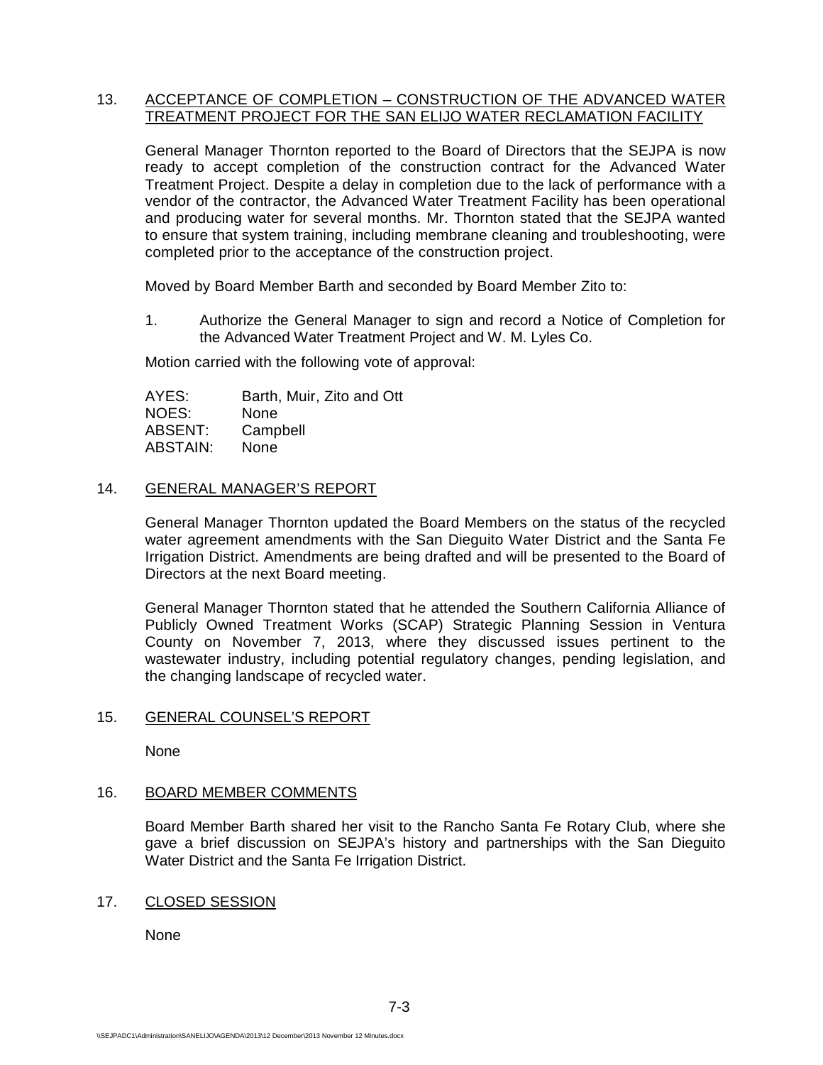13. ACCEPTANCE OF COMPLETION – CONSTRUCTION OF THE ADVANCED WATER TREATMENT PROJECT FOR THE SAN ELIJO WATER RECLAMATION FACILITY

General Manager Thornton reported to the Board of Directors that the SEJPA is now ready to accept completion of the construction contract for the Advanced Water Treatment Project. Despite a delay in completion due to the lack of performance with a vendor of the contractor, the Advanced Water Treatment Facility has been operational and producing water for several months. Mr. Thornton stated that the SEJPA wanted to ensure that system training, including membrane cleaning and troubleshooting, were completed prior to the acceptance of the construction project.

Moved by Board Member Barth and seconded by Board Member Zito to:

1. Authorize the General Manager to sign and record a Notice of Completion for the Advanced Water Treatment Project and W. M. Lyles Co.

Motion carried with the following vote of approval:

| | |
|---|---|
| AYES: | Barth, Muir, Zito and Ott |
| NOES: | None |
| ABSENT: | Campbell |
| ABSTAIN: | None |

14. GENERAL MANAGER'S REPORT

General Manager Thornton updated the Board Members on the status of the recycled water agreement amendments with the San Dieguito Water District and the Santa Fe Irrigation District. Amendments are being drafted and will be presented to the Board of Directors at the next Board meeting.

General Manager Thornton stated that he attended the Southern California Alliance of Publicly Owned Treatment Works (SCAP) Strategic Planning Session in Ventura County on November 7, 2013, where they discussed issues pertinent to the wastewater industry, including potential regulatory changes, pending legislation, and the changing landscape of recycled water.

15. GENERAL COUNSEL'S REPORT

None

16. BOARD MEMBER COMMENTS

Board Member Barth shared her visit to the Rancho Santa Fe Rotary Club, where she gave a brief discussion on SEJPA's history and partnerships with the San Dieguito Water District and the Santa Fe Irrigation District.

17. CLOSED SESSION

None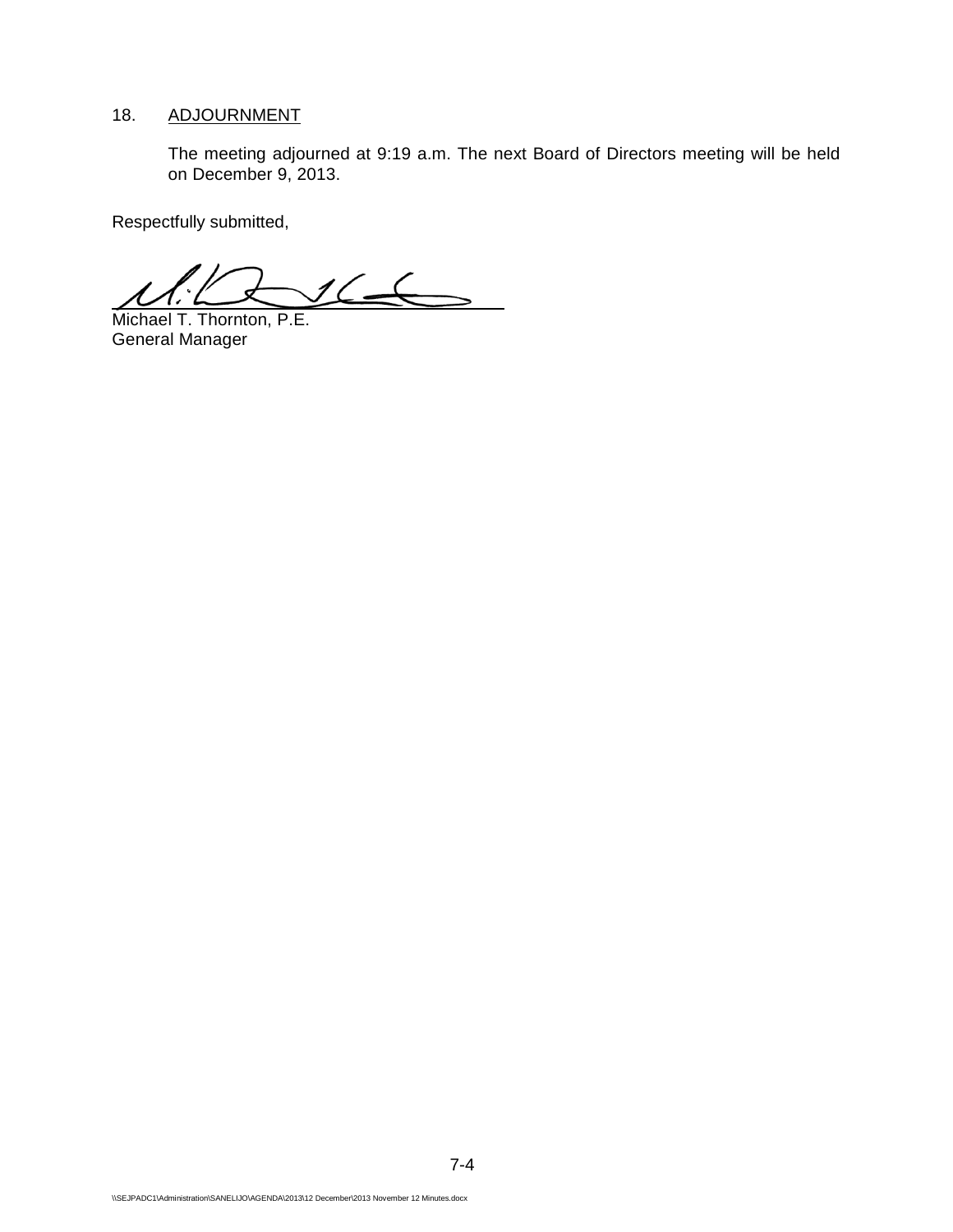18. <u>ADJOURNMENT</u>

The meeting adjourned at 9:19 a.m. The next Board of Directors meeting will be held on December 9, 2013.

Respectfully submitted,

Michael T. Thornton, P.E.
General Manager

\\SEJPADC1\Administration\SANELIJO\AGENDA\2013\12 December\2013 November 12 Minutes.docx